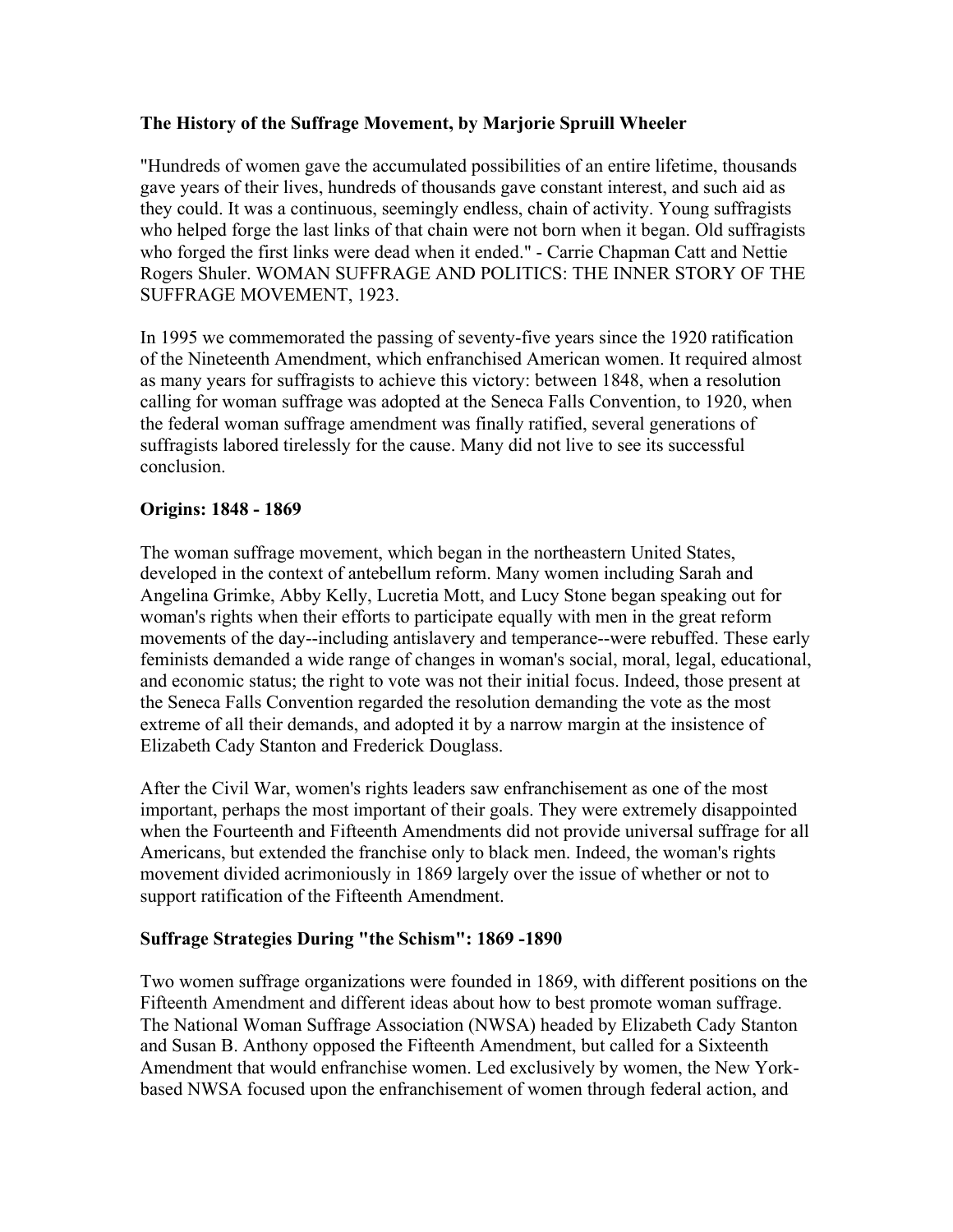# The History of the Suffrage Movement, by Marjorie Spruill Wheeler

"Hundreds of women gave the accumulated possibilities of an entire lifetime, thousands gave years of their lives, hundreds of thousands gave constant interest, and such aid as they could. It was a continuous, seemingly endless, chain of activity. Young suffragists who helped forge the last links of that chain were not born when it began. Old suffragists who forged the first links were dead when it ended." - Carrie Chapman Catt and Nettie Rogers Shuler. WOMAN SUFFRAGE AND POLITICS: THE INNER STORY OF THE SUFFRAGE MOVEMENT, 1923.

In 1995 we commemorated the passing of seventy-five years since the 1920 ratification of the Nineteenth Amendment, which enfranchised American women. It required almost as many years for suffragists to achieve this victory: between 1848, when a resolution calling for woman suffrage was adopted at the Seneca Falls Convention, to 1920, when the federal woman suffrage amendment was finally ratified, several generations of suffragists labored tirelessly for the cause. Many did not live to see its successful conclusion.

## Origins: 1848 - 1869

The woman suffrage movement, which began in the northeastern United States, developed in the context of antebellum reform. Many women including Sarah and Angelina Grimke, Abby Kelly, Lucretia Mott, and Lucy Stone began speaking out for woman's rights when their efforts to participate equally with men in the great reform movements of the day--including antislavery and temperance--were rebuffed. These early feminists demanded a wide range of changes in woman's social, moral, legal, educational, and economic status; the right to vote was not their initial focus. Indeed, those present at the Seneca Falls Convention regarded the resolution demanding the vote as the most extreme of all their demands, and adopted it by a narrow margin at the insistence of Elizabeth Cady Stanton and Frederick Douglass.

After the Civil War, women's rights leaders saw enfranchisement as one of the most important, perhaps the most important of their goals. They were extremely disappointed when the Fourteenth and Fifteenth Amendments did not provide universal suffrage for all Americans, but extended the franchise only to black men. Indeed, the woman's rights movement divided acrimoniously in 1869 largely over the issue of whether or not to support ratification of the Fifteenth Amendment.

## Suffrage Strategies During "the Schism": 1869 -1890

Two women suffrage organizations were founded in 1869, with different positions on the Fifteenth Amendment and different ideas about how to best promote woman suffrage. The National Woman Suffrage Association (NWSA) headed by Elizabeth Cady Stanton and Susan B. Anthony opposed the Fifteenth Amendment, but called for a Sixteenth Amendment that would enfranchise women. Led exclusively by women, the New York-based NWSA focused upon the enfranchisement of women through federal action, and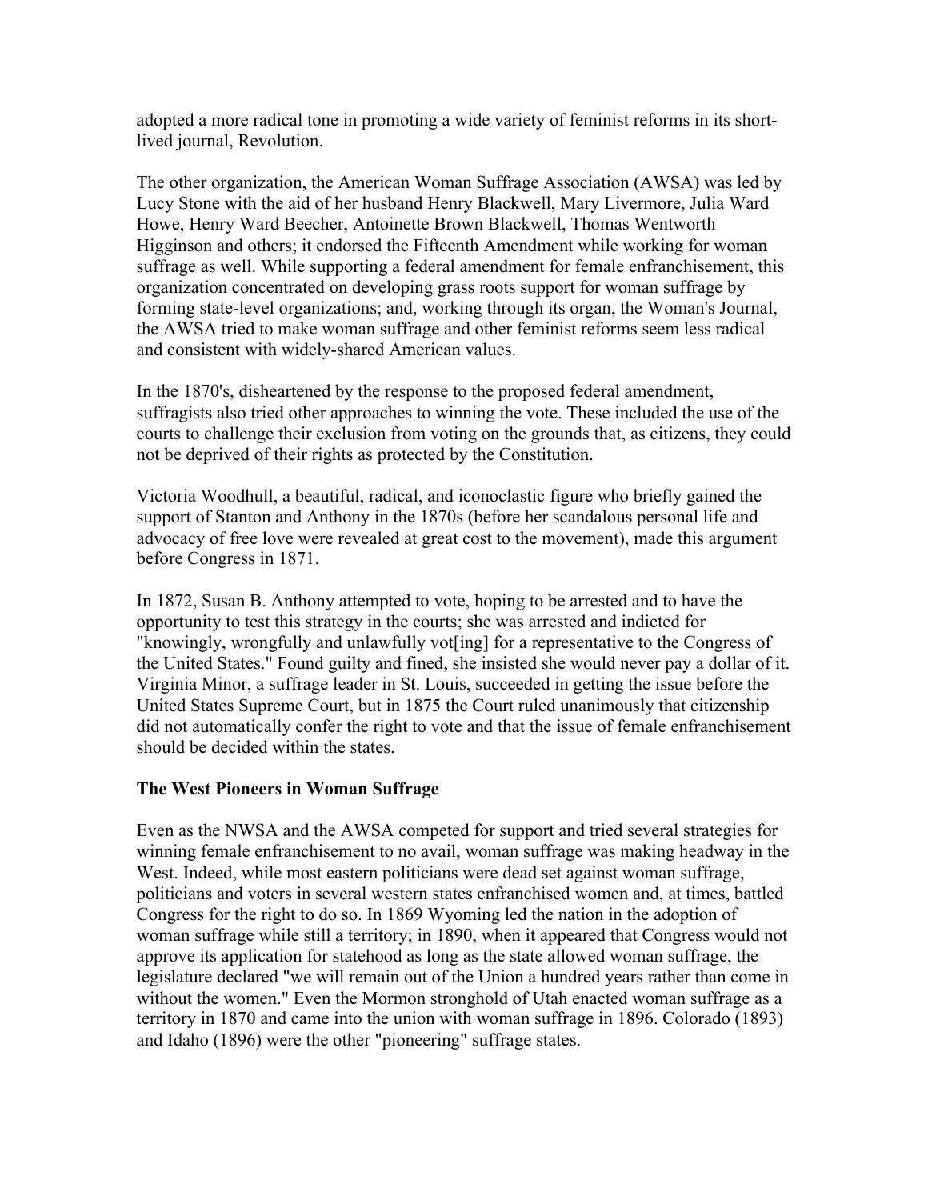adopted a more radical tone in promoting a wide variety of feminist reforms in its short-lived journal, Revolution.

The other organization, the American Woman Suffrage Association (AWSA) was led by Lucy Stone with the aid of her husband Henry Blackwell, Mary Livermore, Julia Ward Howe, Henry Ward Beecher, Antoinette Brown Blackwell, Thomas Wentworth Higginson and others; it endorsed the Fifteenth Amendment while working for woman suffrage as well. While supporting a federal amendment for female enfranchisement, this organization concentrated on developing grass roots support for woman suffrage by forming state-level organizations; and, working through its organ, the Woman's Journal, the AWSA tried to make woman suffrage and other feminist reforms seem less radical and consistent with widely-shared American values.

In the 1870's, disheartened by the response to the proposed federal amendment, suffragists also tried other approaches to winning the vote. These included the use of the courts to challenge their exclusion from voting on the grounds that, as citizens, they could not be deprived of their rights as protected by the Constitution.

Victoria Woodhull, a beautiful, radical, and iconoclastic figure who briefly gained the support of Stanton and Anthony in the 1870s (before her scandalous personal life and advocacy of free love were revealed at great cost to the movement), made this argument before Congress in 1871.

In 1872, Susan B. Anthony attempted to vote, hoping to be arrested and to have the opportunity to test this strategy in the courts; she was arrested and indicted for "knowingly, wrongfully and unlawfully vot[ing] for a representative to the Congress of the United States." Found guilty and fined, she insisted she would never pay a dollar of it. Virginia Minor, a suffrage leader in St. Louis, succeeded in getting the issue before the United States Supreme Court, but in 1875 the Court ruled unanimously that citizenship did not automatically confer the right to vote and that the issue of female enfranchisement should be decided within the states.

### The West Pioneers in Woman Suffrage

Even as the NWSA and the AWSA competed for support and tried several strategies for winning female enfranchisement to no avail, woman suffrage was making headway in the West. Indeed, while most eastern politicians were dead set against woman suffrage, politicians and voters in several western states enfranchised women and, at times, battled Congress for the right to do so. In 1869 Wyoming led the nation in the adoption of woman suffrage while still a territory; in 1890, when it appeared that Congress would not approve its application for statehood as long as the state allowed woman suffrage, the legislature declared "we will remain out of the Union a hundred years rather than come in without the women." Even the Mormon stronghold of Utah enacted woman suffrage as a territory in 1870 and came into the union with woman suffrage in 1896. Colorado (1893) and Idaho (1896) were the other "pioneering" suffrage states.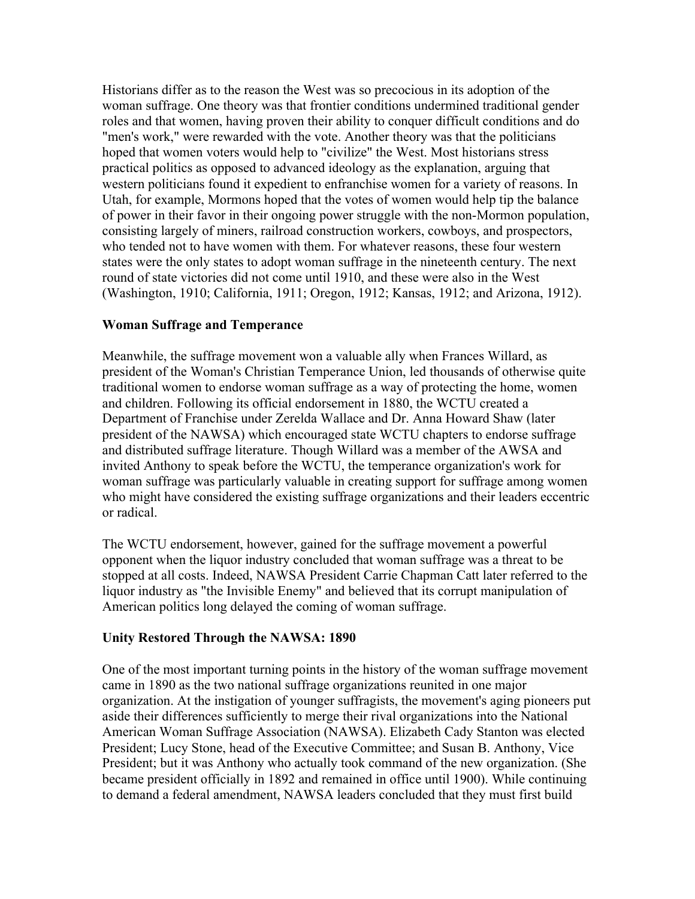Historians differ as to the reason the West was so precocious in its adoption of the woman suffrage. One theory was that frontier conditions undermined traditional gender roles and that women, having proven their ability to conquer difficult conditions and do "men's work," were rewarded with the vote. Another theory was that the politicians hoped that women voters would help to "civilize" the West. Most historians stress practical politics as opposed to advanced ideology as the explanation, arguing that western politicians found it expedient to enfranchise women for a variety of reasons. In Utah, for example, Mormons hoped that the votes of women would help tip the balance of power in their favor in their ongoing power struggle with the non-Mormon population, consisting largely of miners, railroad construction workers, cowboys, and prospectors, who tended not to have women with them. For whatever reasons, these four western states were the only states to adopt woman suffrage in the nineteenth century. The next round of state victories did not come until 1910, and these were also in the West (Washington, 1910; California, 1911; Oregon, 1912; Kansas, 1912; and Arizona, 1912).

### Woman Suffrage and Temperance

Meanwhile, the suffrage movement won a valuable ally when Frances Willard, as president of the Woman's Christian Temperance Union, led thousands of otherwise quite traditional women to endorse woman suffrage as a way of protecting the home, women and children. Following its official endorsement in 1880, the WCTU created a Department of Franchise under Zerelda Wallace and Dr. Anna Howard Shaw (later president of the NAWSA) which encouraged state WCTU chapters to endorse suffrage and distributed suffrage literature. Though Willard was a member of the AWSA and invited Anthony to speak before the WCTU, the temperance organization's work for woman suffrage was particularly valuable in creating support for suffrage among women who might have considered the existing suffrage organizations and their leaders eccentric or radical.

The WCTU endorsement, however, gained for the suffrage movement a powerful opponent when the liquor industry concluded that woman suffrage was a threat to be stopped at all costs. Indeed, NAWSA President Carrie Chapman Catt later referred to the liquor industry as "the Invisible Enemy" and believed that its corrupt manipulation of American politics long delayed the coming of woman suffrage.

### Unity Restored Through the NAWSA: 1890

One of the most important turning points in the history of the woman suffrage movement came in 1890 as the two national suffrage organizations reunited in one major organization. At the instigation of younger suffragists, the movement's aging pioneers put aside their differences sufficiently to merge their rival organizations into the National American Woman Suffrage Association (NAWSA). Elizabeth Cady Stanton was elected President; Lucy Stone, head of the Executive Committee; and Susan B. Anthony, Vice President; but it was Anthony who actually took command of the new organization. (She became president officially in 1892 and remained in office until 1900). While continuing to demand a federal amendment, NAWSA leaders concluded that they must first build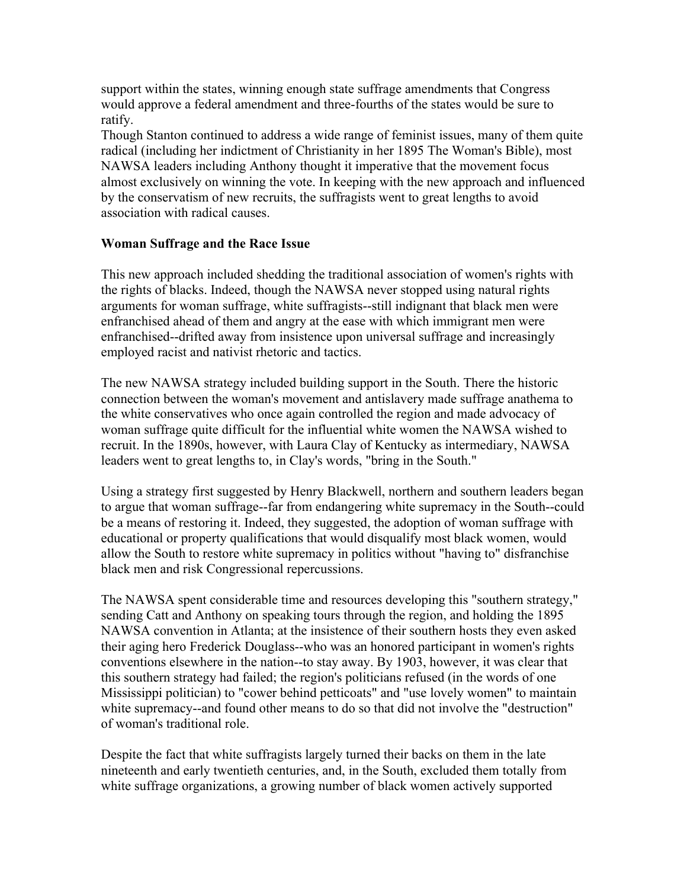support within the states, winning enough state suffrage amendments that Congress would approve a federal amendment and three-fourths of the states would be sure to ratify.

Though Stanton continued to address a wide range of feminist issues, many of them quite radical (including her indictment of Christianity in her 1895 The Woman's Bible), most NAWSA leaders including Anthony thought it imperative that the movement focus almost exclusively on winning the vote. In keeping with the new approach and influenced by the conservatism of new recruits, the suffragists went to great lengths to avoid association with radical causes.

**Woman Suffrage and the Race Issue**

This new approach included shedding the traditional association of women's rights with the rights of blacks. Indeed, though the NAWSA never stopped using natural rights arguments for woman suffrage, white suffragists--still indignant that black men were enfranchised ahead of them and angry at the ease with which immigrant men were enfranchised--drifted away from insistence upon universal suffrage and increasingly employed racist and nativist rhetoric and tactics.

The new NAWSA strategy included building support in the South. There the historic connection between the woman's movement and antislavery made suffrage anathema to the white conservatives who once again controlled the region and made advocacy of woman suffrage quite difficult for the influential white women the NAWSA wished to recruit. In the 1890s, however, with Laura Clay of Kentucky as intermediary, NAWSA leaders went to great lengths to, in Clay's words, "bring in the South."

Using a strategy first suggested by Henry Blackwell, northern and southern leaders began to argue that woman suffrage--far from endangering white supremacy in the South--could be a means of restoring it. Indeed, they suggested, the adoption of woman suffrage with educational or property qualifications that would disqualify most black women, would allow the South to restore white supremacy in politics without "having to" disfranchise black men and risk Congressional repercussions.

The NAWSA spent considerable time and resources developing this "southern strategy," sending Catt and Anthony on speaking tours through the region, and holding the 1895 NAWSA convention in Atlanta; at the insistence of their southern hosts they even asked their aging hero Frederick Douglass--who was an honored participant in women's rights conventions elsewhere in the nation--to stay away. By 1903, however, it was clear that this southern strategy had failed; the region's politicians refused (in the words of one Mississippi politician) to "cower behind petticoats" and "use lovely women" to maintain white supremacy--and found other means to do so that did not involve the "destruction" of woman's traditional role.

Despite the fact that white suffragists largely turned their backs on them in the late nineteenth and early twentieth centuries, and, in the South, excluded them totally from white suffrage organizations, a growing number of black women actively supported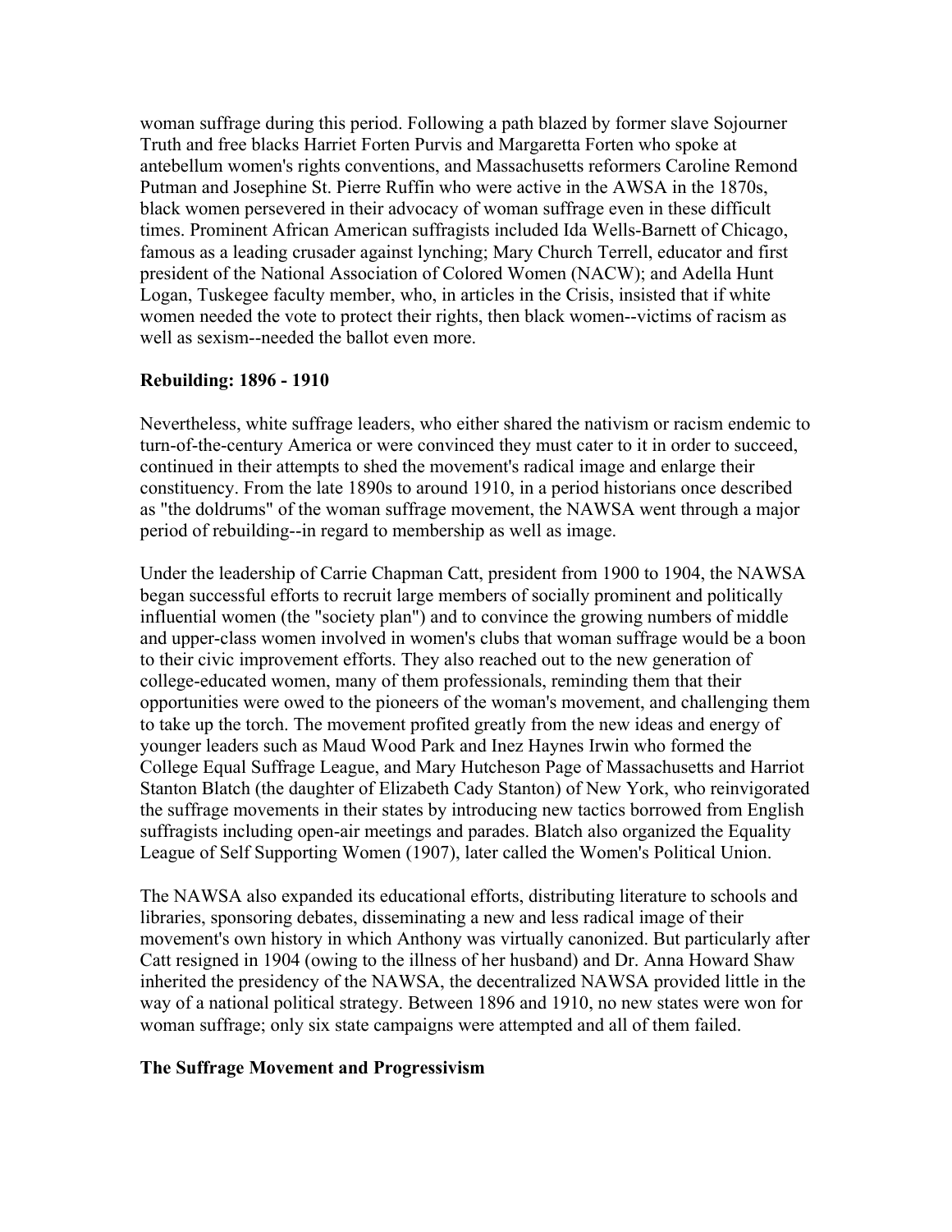woman suffrage during this period. Following a path blazed by former slave Sojourner Truth and free blacks Harriet Forten Purvis and Margaretta Forten who spoke at antebellum women's rights conventions, and Massachusetts reformers Caroline Remond Putman and Josephine St. Pierre Ruffin who were active in the AWSA in the 1870s, black women persevered in their advocacy of woman suffrage even in these difficult times. Prominent African American suffragists included Ida Wells-Barnett of Chicago, famous as a leading crusader against lynching; Mary Church Terrell, educator and first president of the National Association of Colored Women (NACW); and Adella Hunt Logan, Tuskegee faculty member, who, in articles in the Crisis, insisted that if white women needed the vote to protect their rights, then black women--victims of racism as well as sexism--needed the ballot even more.

**Rebuilding: 1896 - 1910**

Nevertheless, white suffrage leaders, who either shared the nativism or racism endemic to turn-of-the-century America or were convinced they must cater to it in order to succeed, continued in their attempts to shed the movement's radical image and enlarge their constituency. From the late 1890s to around 1910, in a period historians once described as "the doldrums" of the woman suffrage movement, the NAWSA went through a major period of rebuilding--in regard to membership as well as image.

Under the leadership of Carrie Chapman Catt, president from 1900 to 1904, the NAWSA began successful efforts to recruit large members of socially prominent and politically influential women (the "society plan") and to convince the growing numbers of middle and upper-class women involved in women's clubs that woman suffrage would be a boon to their civic improvement efforts. They also reached out to the new generation of college-educated women, many of them professionals, reminding them that their opportunities were owed to the pioneers of the woman's movement, and challenging them to take up the torch. The movement profited greatly from the new ideas and energy of younger leaders such as Maud Wood Park and Inez Haynes Irwin who formed the College Equal Suffrage League, and Mary Hutcheson Page of Massachusetts and Harriot Stanton Blatch (the daughter of Elizabeth Cady Stanton) of New York, who reinvigorated the suffrage movements in their states by introducing new tactics borrowed from English suffragists including open-air meetings and parades. Blatch also organized the Equality League of Self Supporting Women (1907), later called the Women's Political Union.

The NAWSA also expanded its educational efforts, distributing literature to schools and libraries, sponsoring debates, disseminating a new and less radical image of their movement's own history in which Anthony was virtually canonized. But particularly after Catt resigned in 1904 (owing to the illness of her husband) and Dr. Anna Howard Shaw inherited the presidency of the NAWSA, the decentralized NAWSA provided little in the way of a national political strategy. Between 1896 and 1910, no new states were won for woman suffrage; only six state campaigns were attempted and all of them failed.

**The Suffrage Movement and Progressivism**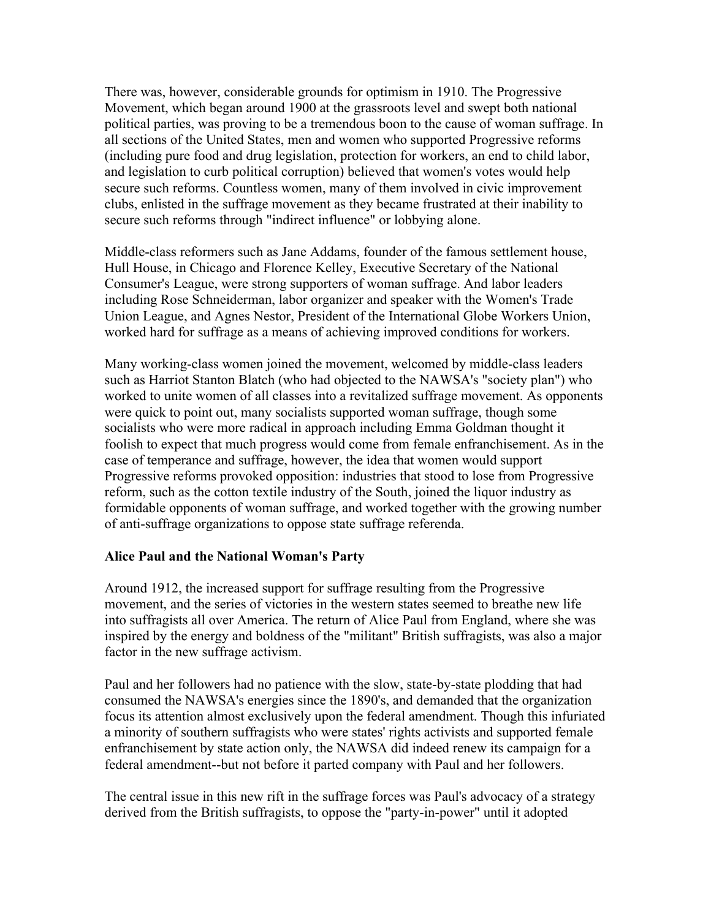There was, however, considerable grounds for optimism in 1910. The Progressive Movement, which began around 1900 at the grassroots level and swept both national political parties, was proving to be a tremendous boon to the cause of woman suffrage. In all sections of the United States, men and women who supported Progressive reforms (including pure food and drug legislation, protection for workers, an end to child labor, and legislation to curb political corruption) believed that women's votes would help secure such reforms. Countless women, many of them involved in civic improvement clubs, enlisted in the suffrage movement as they became frustrated at their inability to secure such reforms through "indirect influence" or lobbying alone.

Middle-class reformers such as Jane Addams, founder of the famous settlement house, Hull House, in Chicago and Florence Kelley, Executive Secretary of the National Consumer's League, were strong supporters of woman suffrage. And labor leaders including Rose Schneiderman, labor organizer and speaker with the Women's Trade Union League, and Agnes Nestor, President of the International Globe Workers Union, worked hard for suffrage as a means of achieving improved conditions for workers.

Many working-class women joined the movement, welcomed by middle-class leaders such as Harriot Stanton Blatch (who had objected to the NAWSA's "society plan") who worked to unite women of all classes into a revitalized suffrage movement. As opponents were quick to point out, many socialists supported woman suffrage, though some socialists who were more radical in approach including Emma Goldman thought it foolish to expect that much progress would come from female enfranchisement. As in the case of temperance and suffrage, however, the idea that women would support Progressive reforms provoked opposition: industries that stood to lose from Progressive reform, such as the cotton textile industry of the South, joined the liquor industry as formidable opponents of woman suffrage, and worked together with the growing number of anti-suffrage organizations to oppose state suffrage referenda.

**Alice Paul and the National Woman's Party**

Around 1912, the increased support for suffrage resulting from the Progressive movement, and the series of victories in the western states seemed to breathe new life into suffragists all over America. The return of Alice Paul from England, where she was inspired by the energy and boldness of the "militant" British suffragists, was also a major factor in the new suffrage activism.

Paul and her followers had no patience with the slow, state-by-state plodding that had consumed the NAWSA's energies since the 1890's, and demanded that the organization focus its attention almost exclusively upon the federal amendment. Though this infuriated a minority of southern suffragists who were states' rights activists and supported female enfranchisement by state action only, the NAWSA did indeed renew its campaign for a federal amendment--but not before it parted company with Paul and her followers.

The central issue in this new rift in the suffrage forces was Paul's advocacy of a strategy derived from the British suffragists, to oppose the "party-in-power" until it adopted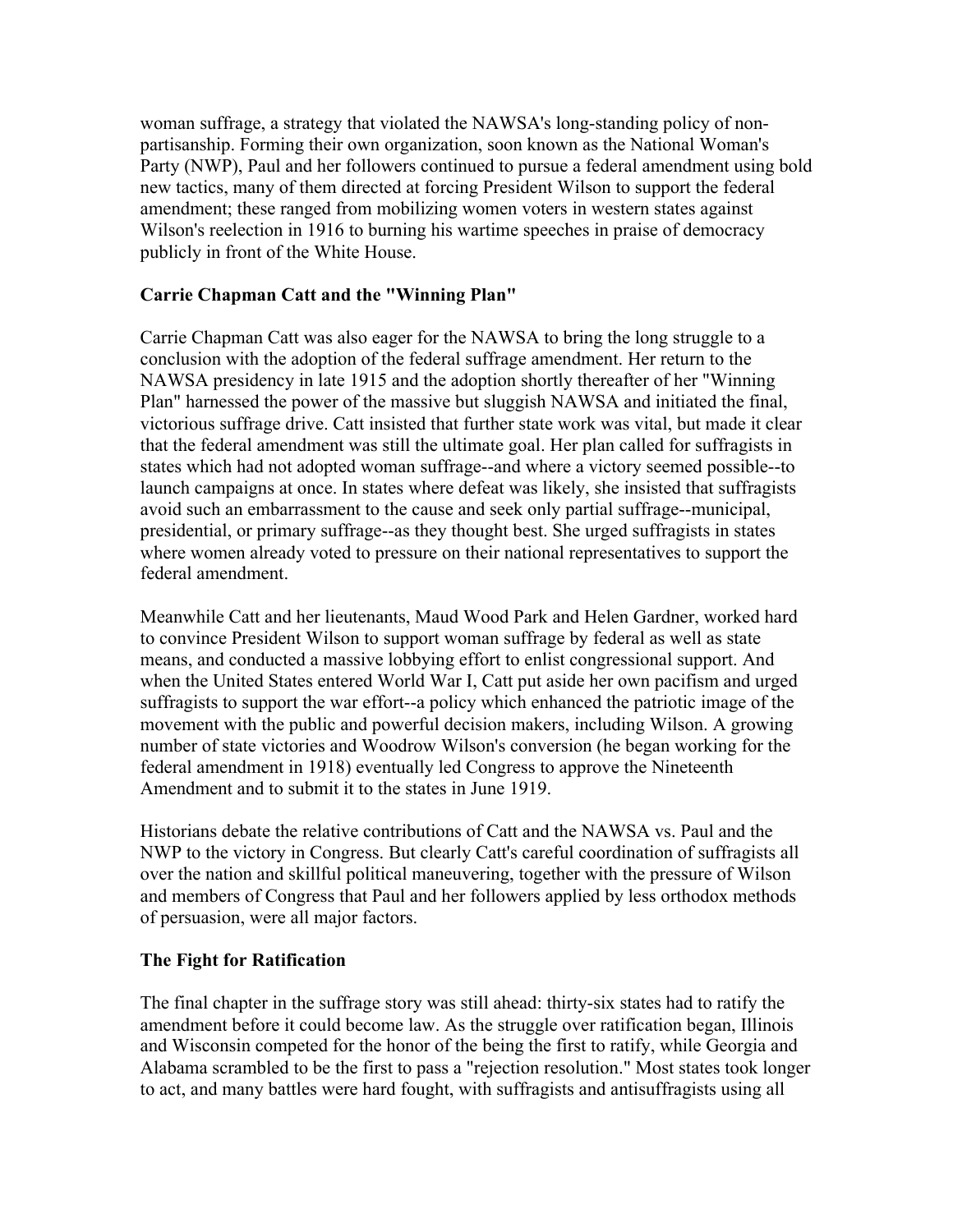woman suffrage, a strategy that violated the NAWSA's long-standing policy of non-partisanship. Forming their own organization, soon known as the National Woman's Party (NWP), Paul and her followers continued to pursue a federal amendment using bold new tactics, many of them directed at forcing President Wilson to support the federal amendment; these ranged from mobilizing women voters in western states against Wilson's reelection in 1916 to burning his wartime speeches in praise of democracy publicly in front of the White House.

### Carrie Chapman Catt and the "Winning Plan"

Carrie Chapman Catt was also eager for the NAWSA to bring the long struggle to a conclusion with the adoption of the federal suffrage amendment. Her return to the NAWSA presidency in late 1915 and the adoption shortly thereafter of her "Winning Plan" harnessed the power of the massive but sluggish NAWSA and initiated the final, victorious suffrage drive. Catt insisted that further state work was vital, but made it clear that the federal amendment was still the ultimate goal. Her plan called for suffragists in states which had not adopted woman suffrage--and where a victory seemed possible--to launch campaigns at once. In states where defeat was likely, she insisted that suffragists avoid such an embarrassment to the cause and seek only partial suffrage--municipal, presidential, or primary suffrage--as they thought best. She urged suffragists in states where women already voted to pressure on their national representatives to support the federal amendment.

Meanwhile Catt and her lieutenants, Maud Wood Park and Helen Gardner, worked hard to convince President Wilson to support woman suffrage by federal as well as state means, and conducted a massive lobbying effort to enlist congressional support. And when the United States entered World War I, Catt put aside her own pacifism and urged suffragists to support the war effort--a policy which enhanced the patriotic image of the movement with the public and powerful decision makers, including Wilson. A growing number of state victories and Woodrow Wilson's conversion (he began working for the federal amendment in 1918) eventually led Congress to approve the Nineteenth Amendment and to submit it to the states in June 1919.

Historians debate the relative contributions of Catt and the NAWSA vs. Paul and the NWP to the victory in Congress. But clearly Catt's careful coordination of suffragists all over the nation and skillful political maneuvering, together with the pressure of Wilson and members of Congress that Paul and her followers applied by less orthodox methods of persuasion, were all major factors.

### The Fight for Ratification

The final chapter in the suffrage story was still ahead: thirty-six states had to ratify the amendment before it could become law. As the struggle over ratification began, Illinois and Wisconsin competed for the honor of the being the first to ratify, while Georgia and Alabama scrambled to be the first to pass a "rejection resolution." Most states took longer to act, and many battles were hard fought, with suffragists and antisuffragists using all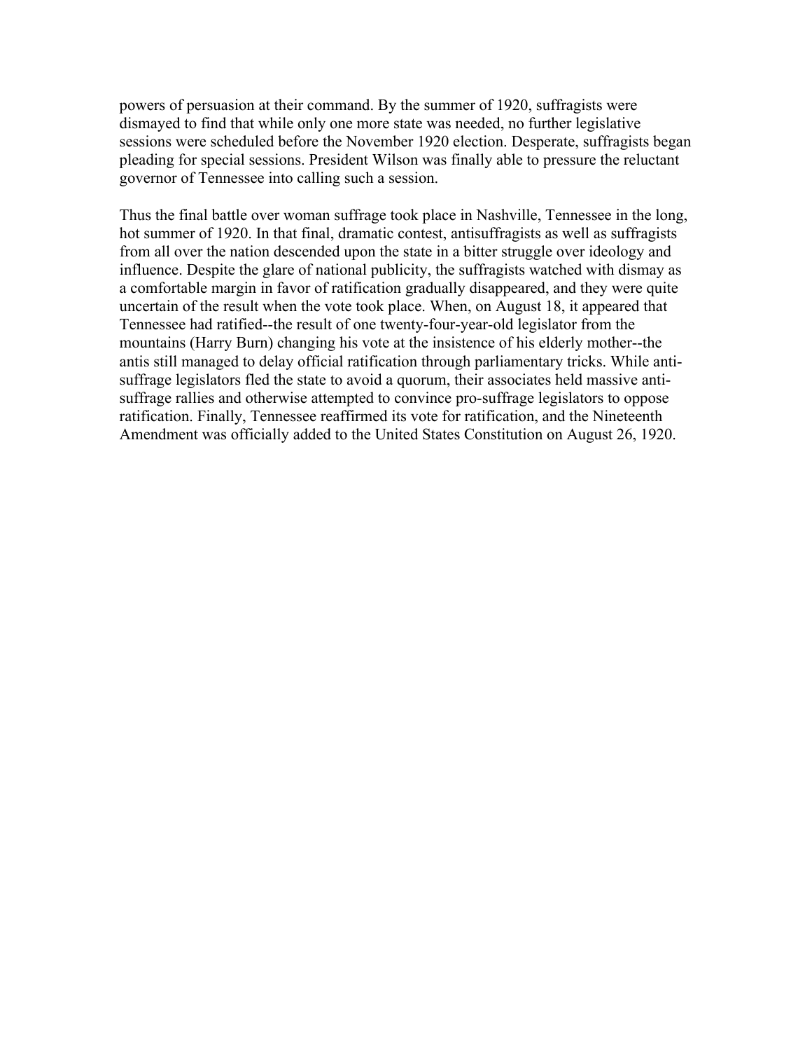powers of persuasion at their command. By the summer of 1920, suffragists were dismayed to find that while only one more state was needed, no further legislative sessions were scheduled before the November 1920 election. Desperate, suffragists began pleading for special sessions. President Wilson was finally able to pressure the reluctant governor of Tennessee into calling such a session.

Thus the final battle over woman suffrage took place in Nashville, Tennessee in the long, hot summer of 1920. In that final, dramatic contest, antisuffragists as well as suffragists from all over the nation descended upon the state in a bitter struggle over ideology and influence. Despite the glare of national publicity, the suffragists watched with dismay as a comfortable margin in favor of ratification gradually disappeared, and they were quite uncertain of the result when the vote took place. When, on August 18, it appeared that Tennessee had ratified--the result of one twenty-four-year-old legislator from the mountains (Harry Burn) changing his vote at the insistence of his elderly mother--the antis still managed to delay official ratification through parliamentary tricks. While anti-suffrage legislators fled the state to avoid a quorum, their associates held massive anti-suffrage rallies and otherwise attempted to convince pro-suffrage legislators to oppose ratification. Finally, Tennessee reaffirmed its vote for ratification, and the Nineteenth Amendment was officially added to the United States Constitution on August 26, 1920.